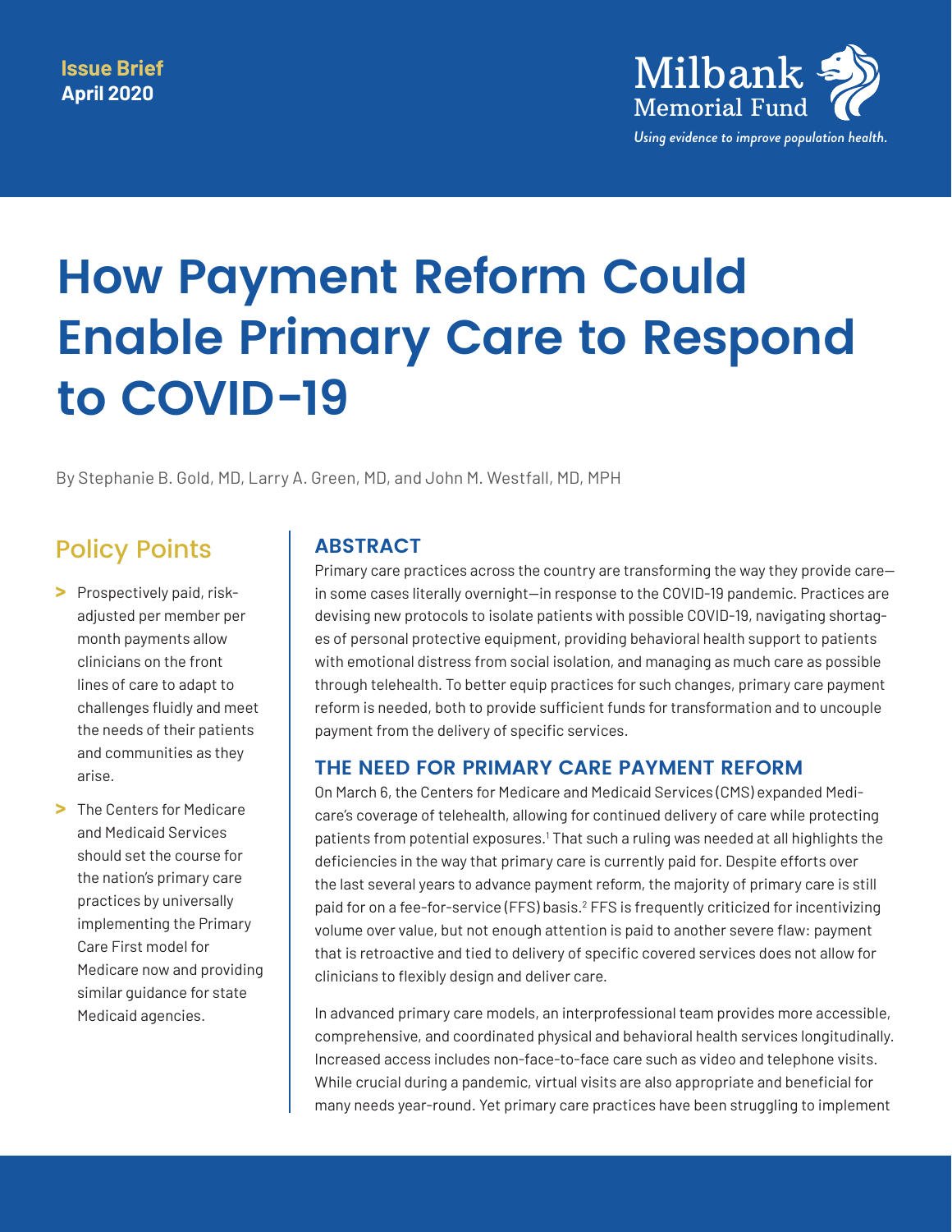Issue Brief
April 2020

Milbank Memorial Fund
*Using evidence to improve population health.*

# How Payment Reform Could Enable Primary Care to Respond to COVID-19

By Stephanie B. Gold, MD, Larry A. Green, MD, and John M. Westfall, MD, MPH

## Policy Points

- Prospectively paid, risk-adjusted per member per month payments allow clinicians on the front lines of care to adapt to challenges fluidly and meet the needs of their patients and communities as they arise.
- The Centers for Medicare and Medicaid Services should set the course for the nation's primary care practices by universally implementing the Primary Care First model for Medicare now and providing similar guidance for state Medicaid agencies.

## ABSTRACT

Primary care practices across the country are transforming the way they provide care—in some cases literally overnight—in response to the COVID-19 pandemic. Practices are devising new protocols to isolate patients with possible COVID-19, navigating shortages of personal protective equipment, providing behavioral health support to patients with emotional distress from social isolation, and managing as much care as possible through telehealth. To better equip practices for such changes, primary care payment reform is needed, both to provide sufficient funds for transformation and to uncouple payment from the delivery of specific services.

## THE NEED FOR PRIMARY CARE PAYMENT REFORM

On March 6, the Centers for Medicare and Medicaid Services (CMS) expanded Medicare's coverage of telehealth, allowing for continued delivery of care while protecting patients from potential exposures.[1] That such a ruling was needed at all highlights the deficiencies in the way that primary care is currently paid for. Despite efforts over the last several years to advance payment reform, the majority of primary care is still paid for on a fee-for-service (FFS) basis.[2] FFS is frequently criticized for incentivizing volume over value, but not enough attention is paid to another severe flaw: payment that is retroactive and tied to delivery of specific covered services does not allow for clinicians to flexibly design and deliver care.

In advanced primary care models, an interprofessional team provides more accessible, comprehensive, and coordinated physical and behavioral health services longitudinally. Increased access includes non-face-to-face care such as video and telephone visits. While crucial during a pandemic, virtual visits are also appropriate and beneficial for many needs year-round. Yet primary care practices have been struggling to implement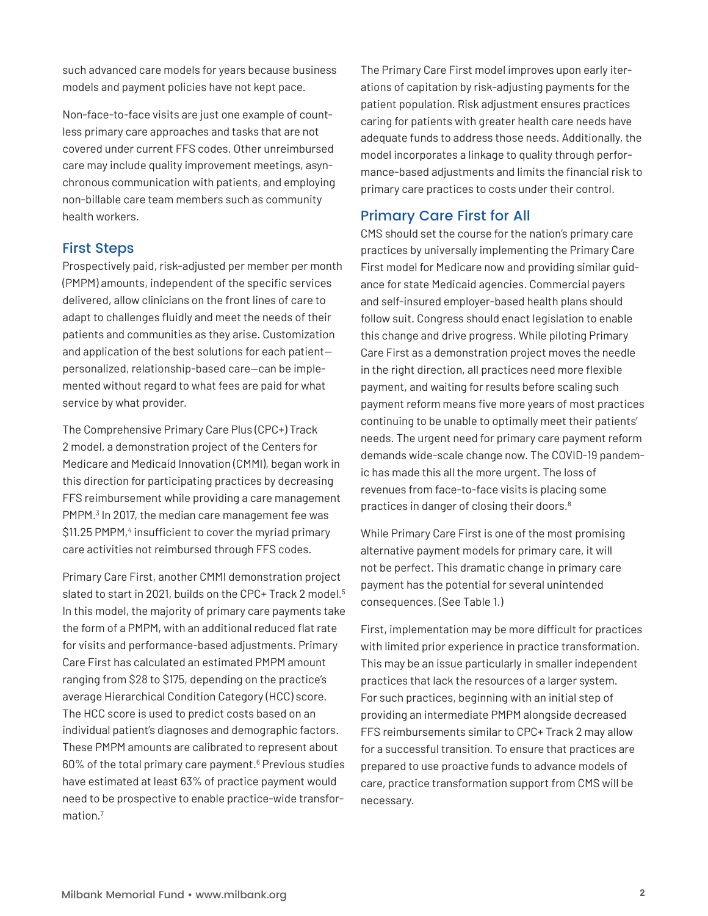such advanced care models for years because business models and payment policies have not kept pace.

Non-face-to-face visits are just one example of countless primary care approaches and tasks that are not covered under current FFS codes. Other unreimbursed care may include quality improvement meetings, asynchronous communication with patients, and employing non-billable care team members such as community health workers.

## First Steps

Prospectively paid, risk-adjusted per member per month (PMPM) amounts, independent of the specific services delivered, allow clinicians on the front lines of care to adapt to challenges fluidly and meet the needs of their patients and communities as they arise. Customization and application of the best solutions for each patient—personalized, relationship-based care—can be implemented without regard to what fees are paid for what service by what provider.

The Comprehensive Primary Care Plus (CPC+) Track 2 model, a demonstration project of the Centers for Medicare and Medicaid Innovation (CMMI), began work in this direction for participating practices by decreasing FFS reimbursement while providing a care management PMPM.[3] In 2017, the median care management fee was $11.25 PMPM,[4] insufficient to cover the myriad primary care activities not reimbursed through FFS codes.

Primary Care First, another CMMI demonstration project slated to start in 2021, builds on the CPC+ Track 2 model.[5] In this model, the majority of primary care payments take the form of a PMPM, with an additional reduced flat rate for visits and performance-based adjustments. Primary Care First has calculated an estimated PMPM amount ranging from $28 to $175, depending on the practice's average Hierarchical Condition Category (HCC) score. The HCC score is used to predict costs based on an individual patient's diagnoses and demographic factors. These PMPM amounts are calibrated to represent about 60% of the total primary care payment.[6] Previous studies have estimated at least 63% of practice payment would need to be prospective to enable practice-wide transformation.[7]

The Primary Care First model improves upon early iterations of capitation by risk-adjusting payments for the patient population. Risk adjustment ensures practices caring for patients with greater health care needs have adequate funds to address those needs. Additionally, the model incorporates a linkage to quality through performance-based adjustments and limits the financial risk to primary care practices to costs under their control.

## Primary Care First for All

CMS should set the course for the nation's primary care practices by universally implementing the Primary Care First model for Medicare now and providing similar guidance for state Medicaid agencies. Commercial payers and self-insured employer-based health plans should follow suit. Congress should enact legislation to enable this change and drive progress. While piloting Primary Care First as a demonstration project moves the needle in the right direction, all practices need more flexible payment, and waiting for results before scaling such payment reform means five more years of most practices continuing to be unable to optimally meet their patients' needs. The urgent need for primary care payment reform demands wide-scale change now. The COVID-19 pandemic has made this all the more urgent. The loss of revenues from face-to-face visits is placing some practices in danger of closing their doors.[8]

While Primary Care First is one of the most promising alternative payment models for primary care, it will not be perfect. This dramatic change in primary care payment has the potential for several unintended consequences. (See Table 1.)

First, implementation may be more difficult for practices with limited prior experience in practice transformation. This may be an issue particularly in smaller independent practices that lack the resources of a larger system. For such practices, beginning with an initial step of providing an intermediate PMPM alongside decreased FFS reimbursements similar to CPC+ Track 2 may allow for a successful transition. To ensure that practices are prepared to use proactive funds to advance models of care, practice transformation support from CMS will be necessary.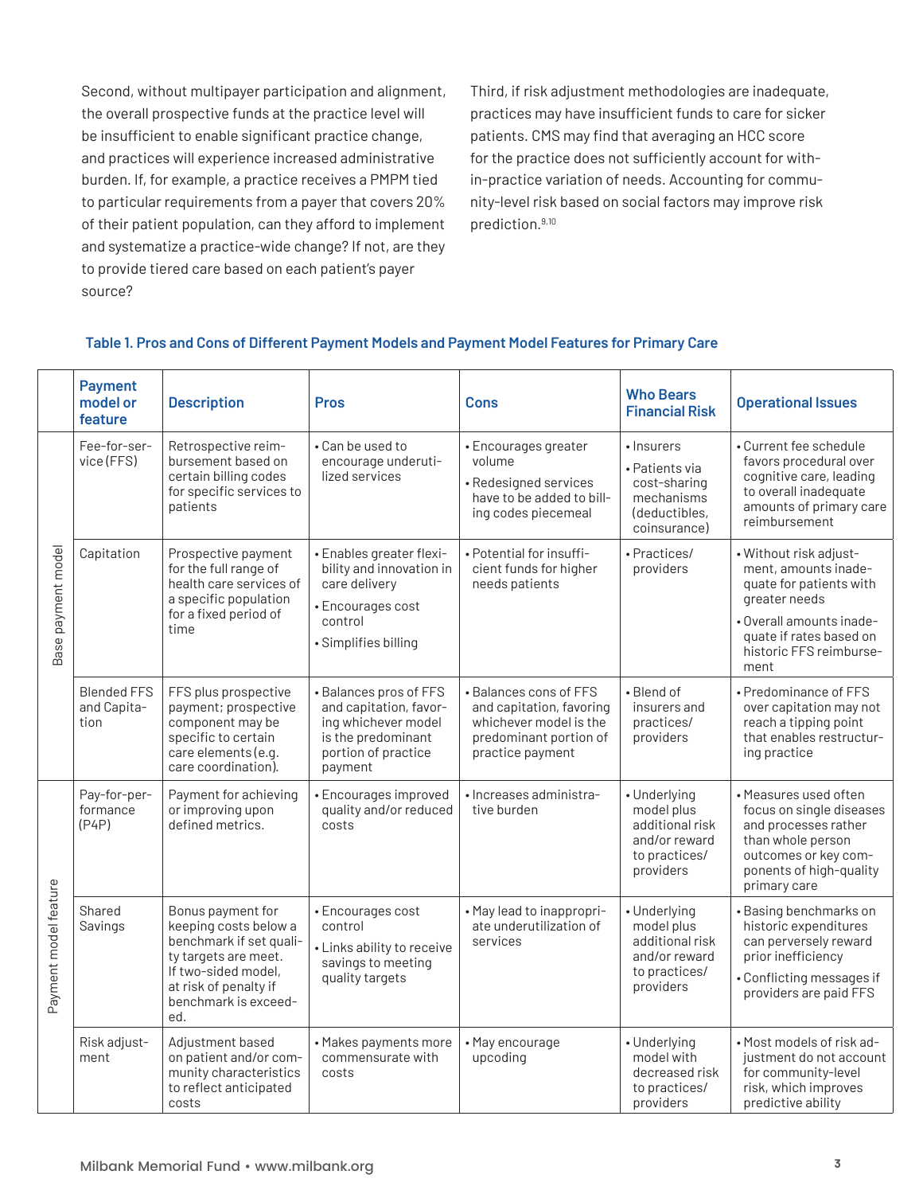Second, without multipayer participation and alignment, the overall prospective funds at the practice level will be insufficient to enable significant practice change, and practices will experience increased administrative burden. If, for example, a practice receives a PMPM tied to particular requirements from a payer that covers 20% of their patient population, can they afford to implement and systematize a practice-wide change? If not, are they to provide tiered care based on each patient's payer source?

Third, if risk adjustment methodologies are inadequate, practices may have insufficient funds to care for sicker patients. CMS may find that averaging an HCC score for the practice does not sufficiently account for within-practice variation of needs. Accounting for community-level risk based on social factors may improve risk prediction.[9,10]

**Table 1. Pros and Cons of Different Payment Models and Payment Model Features for Primary Care**

| | Payment model or feature | Description | Pros | Cons | Who Bears Financial Risk | Operational Issues |
|---|---|---|---|---|---|---|
| Base payment model | Fee-for-service (FFS) | Retrospective reimbursement based on certain billing codes for specific services to patients | • Can be used to encourage underutilized services | • Encourages greater volume<br>• Redesigned services have to be added to billing codes piecemeal | • Insurers<br>• Patients via cost-sharing mechanisms (deductibles, coinsurance) | • Current fee schedule favors procedural over cognitive care, leading to overall inadequate amounts of primary care reimbursement |
| | Capitation | Prospective payment for the full range of health care services of a specific population for a fixed period of time | • Enables greater flexibility and innovation in care delivery<br>• Encourages cost control<br>• Simplifies billing | • Potential for insufficient funds for higher needs patients | • Practices/ providers | • Without risk adjustment, amounts inadequate for patients with greater needs<br>• Overall amounts inadequate if rates based on historic FFS reimbursement |
| | Blended FFS and Capitation | FFS plus prospective payment; prospective component may be specific to certain care elements (e.g. care coordination). | • Balances pros of FFS and capitation, favoring whichever model is the predominant portion of practice payment | • Balances cons of FFS and capitation, favoring whichever model is the predominant portion of practice payment | • Blend of insurers and practices/ providers | • Predominance of FFS over capitation may not reach a tipping point that enables restructuring practice |
| Payment model feature | Pay-for-performance (P4P) | Payment for achieving or improving upon defined metrics. | • Encourages improved quality and/or reduced costs | • Increases administrative burden | • Underlying model plus additional risk and/or reward to practices/ providers | • Measures used often focus on single diseases and processes rather than whole person outcomes or key components of high-quality primary care |
| | Shared Savings | Bonus payment for keeping costs below a benchmark if set quality targets are meet. If two-sided model, at risk of penalty if benchmark is exceeded. | • Encourages cost control<br>• Links ability to receive savings to meeting quality targets | • May lead to inappropriate underutilization of services | • Underlying model plus additional risk and/or reward to practices/ providers | • Basing benchmarks on historic expenditures can perversely reward prior inefficiency<br>• Conflicting messages if providers are paid FFS |
| | Risk adjustment | Adjustment based on patient and/or community characteristics to reflect anticipated costs | • Makes payments more commensurate with costs | • May encourage upcoding | • Underlying model with decreased risk to practices/ providers | • Most models of risk adjustment do not account for community-level risk, which improves predictive ability |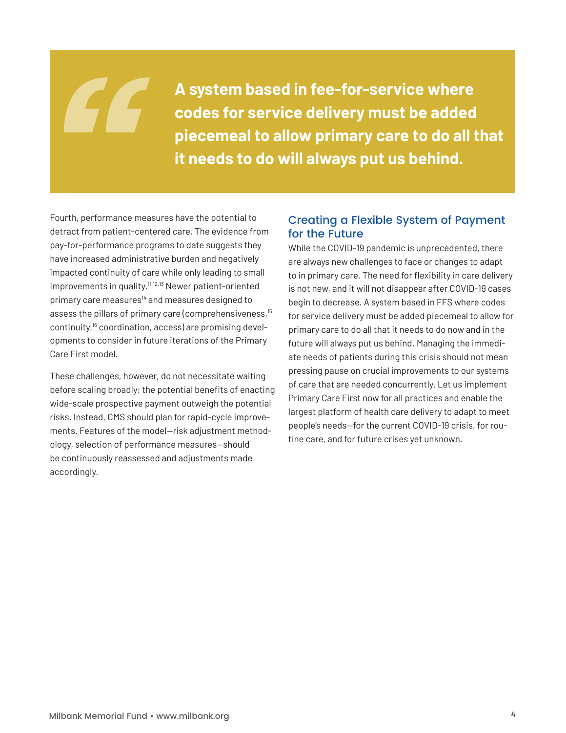> **A system based in fee-for-service where codes for service delivery must be added piecemeal to allow primary care to do all that it needs to do will always put us behind.**

Fourth, performance measures have the potential to detract from patient-centered care. The evidence from pay-for-performance programs to date suggests they have increased administrative burden and negatively impacted continuity of care while only leading to small improvements in quality.[11,12,13] Newer patient-oriented primary care measures[14] and measures designed to assess the pillars of primary care (comprehensiveness,[15] continuity,[16] coordination, access) are promising developments to consider in future iterations of the Primary Care First model.

These challenges, however, do not necessitate waiting before scaling broadly; the potential benefits of enacting wide-scale prospective payment outweigh the potential risks. Instead, CMS should plan for rapid-cycle improvements. Features of the model—risk adjustment methodology, selection of performance measures—should be continuously reassessed and adjustments made accordingly.

## Creating a Flexible System of Payment for the Future

While the COVID-19 pandemic is unprecedented, there are always new challenges to face or changes to adapt to in primary care. The need for flexibility in care delivery is not new, and it will not disappear after COVID-19 cases begin to decrease. A system based in FFS where codes for service delivery must be added piecemeal to allow for primary care to do all that it needs to do now and in the future will always put us behind. Managing the immediate needs of patients during this crisis should not mean pressing pause on crucial improvements to our systems of care that are needed concurrently. Let us implement Primary Care First now for all practices and enable the largest platform of health care delivery to adapt to meet people's needs—for the current COVID-19 crisis, for routine care, and for future crises yet unknown.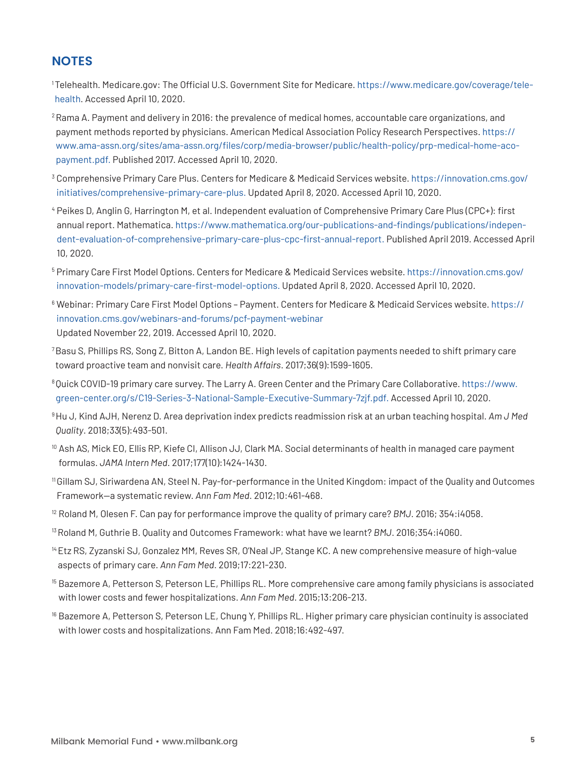## NOTES

[1] Telehealth. Medicare.gov: The Official U.S. Government Site for Medicare. https://www.medicare.gov/coverage/telehealth. Accessed April 10, 2020.

[2] Rama A. Payment and delivery in 2016: the prevalence of medical homes, accountable care organizations, and payment methods reported by physicians. American Medical Association Policy Research Perspectives. https://www.ama-assn.org/sites/ama-assn.org/files/corp/media-browser/public/health-policy/prp-medical-home-aco-payment.pdf. Published 2017. Accessed April 10, 2020.

[3] Comprehensive Primary Care Plus. Centers for Medicare & Medicaid Services website. https://innovation.cms.gov/initiatives/comprehensive-primary-care-plus. Updated April 8, 2020. Accessed April 10, 2020.

[4] Peikes D, Anglin G, Harrington M, et al. Independent evaluation of Comprehensive Primary Care Plus (CPC+): first annual report. Mathematica. https://www.mathematica.org/our-publications-and-findings/publications/independent-evaluation-of-comprehensive-primary-care-plus-cpc-first-annual-report. Published April 2019. Accessed April 10, 2020.

[5] Primary Care First Model Options. Centers for Medicare & Medicaid Services website. https://innovation.cms.gov/innovation-models/primary-care-first-model-options. Updated April 8, 2020. Accessed April 10, 2020.

[6] Webinar: Primary Care First Model Options – Payment. Centers for Medicare & Medicaid Services website. https://innovation.cms.gov/webinars-and-forums/pcf-payment-webinar Updated November 22, 2019. Accessed April 10, 2020.

[7] Basu S, Phillips RS, Song Z, Bitton A, Landon BE. High levels of capitation payments needed to shift primary care toward proactive team and nonvisit care. *Health Affairs*. 2017;36(9):1599-1605.

[8] Quick COVID-19 primary care survey. The Larry A. Green Center and the Primary Care Collaborative. https://www.green-center.org/s/C19-Series-3-National-Sample-Executive-Summary-7zjf.pdf. Accessed April 10, 2020.

[9] Hu J, Kind AJH, Nerenz D. Area deprivation index predicts readmission risk at an urban teaching hospital. *Am J Med Quality*. 2018;33(5):493-501.

[10] Ash AS, Mick EO, Ellis RP, Kiefe CI, Allison JJ, Clark MA. Social determinants of health in managed care payment formulas. *JAMA Intern Med*. 2017;177(10):1424-1430.

[11] Gillam SJ, Siriwardena AN, Steel N. Pay-for-performance in the United Kingdom: impact of the Quality and Outcomes Framework—a systematic review. *Ann Fam Med*. 2012;10:461-468.

[12] Roland M, Olesen F. Can pay for performance improve the quality of primary care? *BMJ*. 2016; 354:i4058.

[13] Roland M, Guthrie B. Quality and Outcomes Framework: what have we learnt? *BMJ*. 2016;354:i4060.

[14] Etz RS, Zyzanski SJ, Gonzalez MM, Reves SR, O'Neal JP, Stange KC. A new comprehensive measure of high-value aspects of primary care. *Ann Fam Med*. 2019;17:221-230.

[15] Bazemore A, Petterson S, Peterson LE, Phillips RL. More comprehensive care among family physicians is associated with lower costs and fewer hospitalizations. *Ann Fam Med*. 2015;13:206-213.

[16] Bazemore A, Petterson S, Peterson LE, Chung Y, Phillips RL. Higher primary care physician continuity is associated with lower costs and hospitalizations. Ann Fam Med. 2018;16:492-497.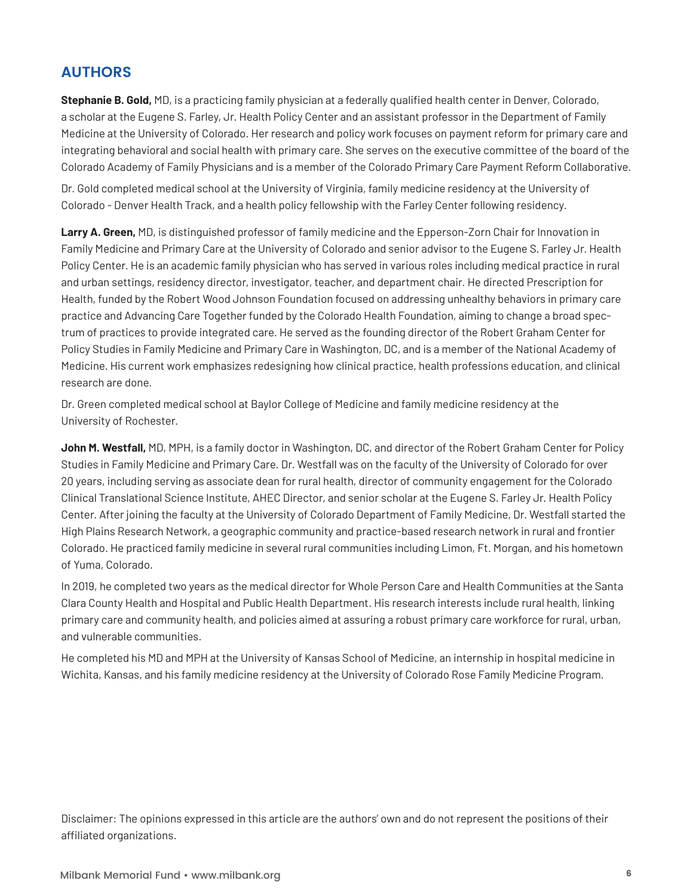## AUTHORS

**Stephanie B. Gold,** MD, is a practicing family physician at a federally qualified health center in Denver, Colorado, a scholar at the Eugene S. Farley, Jr. Health Policy Center and an assistant professor in the Department of Family Medicine at the University of Colorado. Her research and policy work focuses on payment reform for primary care and integrating behavioral and social health with primary care. She serves on the executive committee of the board of the Colorado Academy of Family Physicians and is a member of the Colorado Primary Care Payment Reform Collaborative.

Dr. Gold completed medical school at the University of Virginia, family medicine residency at the University of Colorado – Denver Health Track, and a health policy fellowship with the Farley Center following residency.

**Larry A. Green,** MD, is distinguished professor of family medicine and the Epperson-Zorn Chair for Innovation in Family Medicine and Primary Care at the University of Colorado and senior advisor to the Eugene S. Farley Jr. Health Policy Center. He is an academic family physician who has served in various roles including medical practice in rural and urban settings, residency director, investigator, teacher, and department chair. He directed Prescription for Health, funded by the Robert Wood Johnson Foundation focused on addressing unhealthy behaviors in primary care practice and Advancing Care Together funded by the Colorado Health Foundation, aiming to change a broad spectrum of practices to provide integrated care. He served as the founding director of the Robert Graham Center for Policy Studies in Family Medicine and Primary Care in Washington, DC, and is a member of the National Academy of Medicine. His current work emphasizes redesigning how clinical practice, health professions education, and clinical research are done.

Dr. Green completed medical school at Baylor College of Medicine and family medicine residency at the University of Rochester.

**John M. Westfall,** MD, MPH, is a family doctor in Washington, DC, and director of the Robert Graham Center for Policy Studies in Family Medicine and Primary Care. Dr. Westfall was on the faculty of the University of Colorado for over 20 years, including serving as associate dean for rural health, director of community engagement for the Colorado Clinical Translational Science Institute, AHEC Director, and senior scholar at the Eugene S. Farley Jr. Health Policy Center. After joining the faculty at the University of Colorado Department of Family Medicine, Dr. Westfall started the High Plains Research Network, a geographic community and practice-based research network in rural and frontier Colorado. He practiced family medicine in several rural communities including Limon, Ft. Morgan, and his hometown of Yuma, Colorado.

In 2019, he completed two years as the medical director for Whole Person Care and Health Communities at the Santa Clara County Health and Hospital and Public Health Department. His research interests include rural health, linking primary care and community health, and policies aimed at assuring a robust primary care workforce for rural, urban, and vulnerable communities.

He completed his MD and MPH at the University of Kansas School of Medicine, an internship in hospital medicine in Wichita, Kansas, and his family medicine residency at the University of Colorado Rose Family Medicine Program.

Disclaimer: The opinions expressed in this article are the authors' own and do not represent the positions of their affiliated organizations.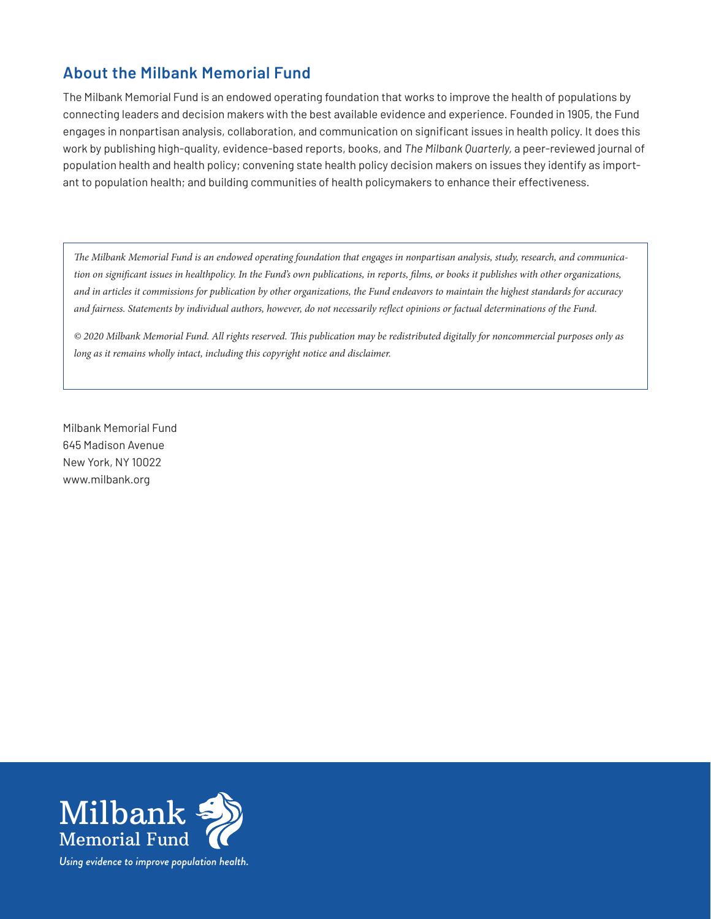## About the Milbank Memorial Fund

The Milbank Memorial Fund is an endowed operating foundation that works to improve the health of populations by connecting leaders and decision makers with the best available evidence and experience. Founded in 1905, the Fund engages in nonpartisan analysis, collaboration, and communication on significant issues in health policy. It does this work by publishing high-quality, evidence-based reports, books, and *The Milbank Quarterly,* a peer-reviewed journal of population health and health policy; convening state health policy decision makers on issues they identify as important to population health; and building communities of health policymakers to enhance their effectiveness.

*The Milbank Memorial Fund is an endowed operating foundation that engages in nonpartisan analysis, study, research, and communication on significant issues in healthpolicy. In the Fund's own publications, in reports, films, or books it publishes with other organizations, and in articles it commissions for publication by other organizations, the Fund endeavors to maintain the highest standards for accuracy and fairness. Statements by individual authors, however, do not necessarily reflect opinions or factual determinations of the Fund.*

*© 2020 Milbank Memorial Fund. All rights reserved. This publication may be redistributed digitally for noncommercial purposes only as long as it remains wholly intact, including this copyright notice and disclaimer.*

Milbank Memorial Fund
645 Madison Avenue
New York, NY 10022
www.milbank.org

Milbank Memorial Fund

*Using evidence to improve population health.*